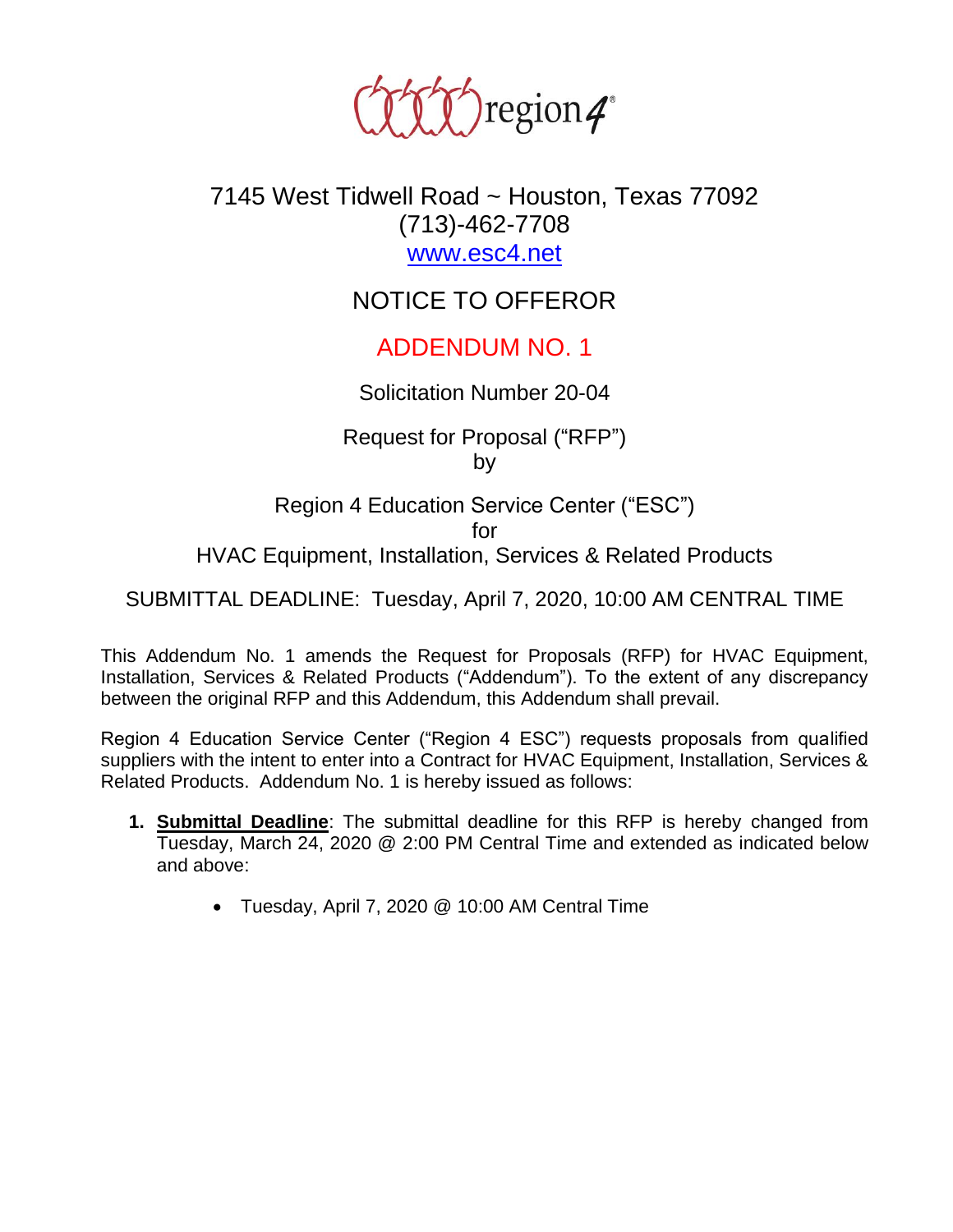region4

7145 West Tidwell Road ~ Houston, Texas 77092
(713)-462-7708
www.esc4.net

# NOTICE TO OFFEROR

## ADDENDUM NO. 1

Solicitation Number 20-04

Request for Proposal ("RFP")
by

Region 4 Education Service Center ("ESC")
for
HVAC Equipment, Installation, Services & Related Products

SUBMITTAL DEADLINE: Tuesday, April 7, 2020, 10:00 AM CENTRAL TIME

This Addendum No. 1 amends the Request for Proposals (RFP) for HVAC Equipment, Installation, Services & Related Products ("Addendum"). To the extent of any discrepancy between the original RFP and this Addendum, this Addendum shall prevail.

Region 4 Education Service Center ("Region 4 ESC") requests proposals from qualified suppliers with the intent to enter into a Contract for HVAC Equipment, Installation, Services & Related Products. Addendum No. 1 is hereby issued as follows:

1. **Submittal Deadline**: The submittal deadline for this RFP is hereby changed from Tuesday, March 24, 2020 @ 2:00 PM Central Time and extended as indicated below and above:
   - Tuesday, April 7, 2020 @ 10:00 AM Central Time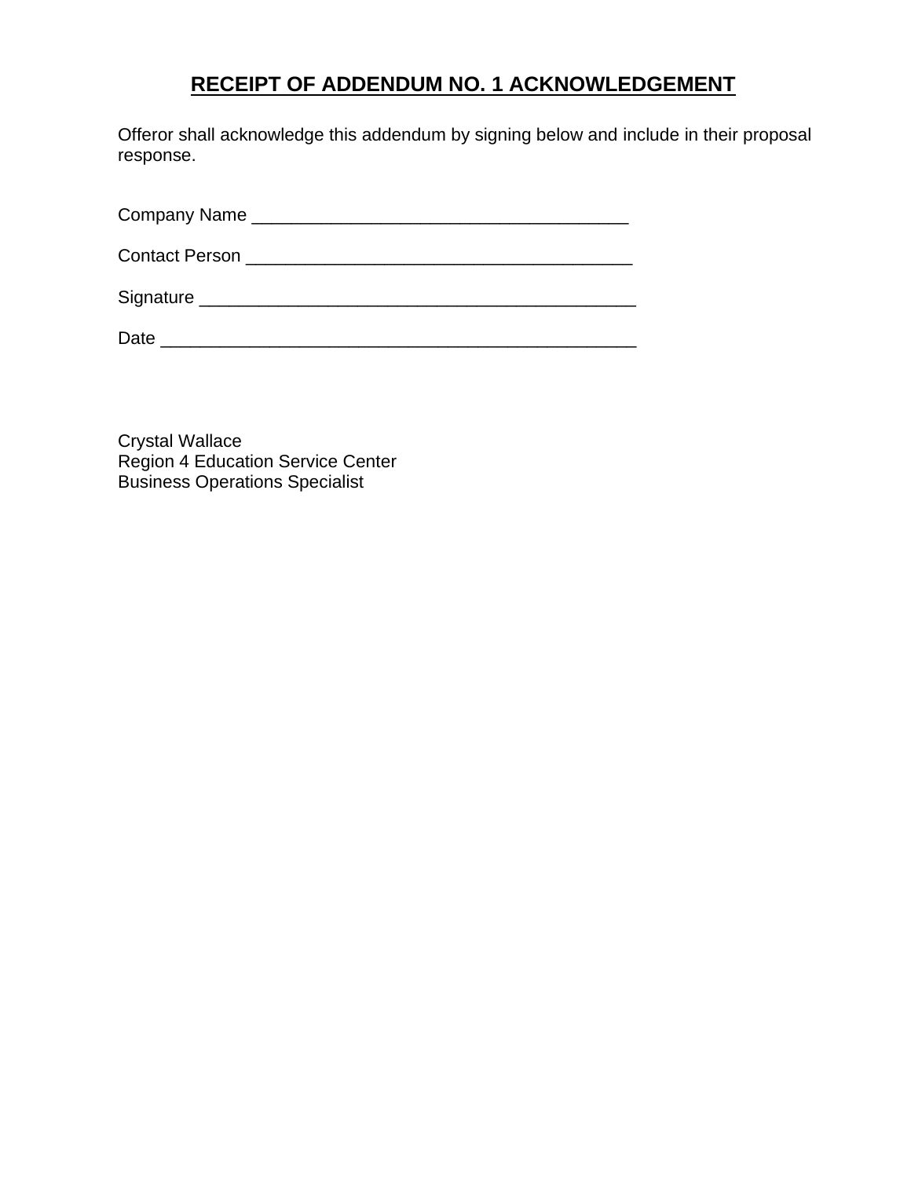## RECEIPT OF ADDENDUM NO. 1 ACKNOWLEDGEMENT

Offeror shall acknowledge this addendum by signing below and include in their proposal response.

Company Name ______________________________________

Contact Person ______________________________________

Signature ____________________________________________

Date ________________________________________________

Crystal Wallace
Region 4 Education Service Center
Business Operations Specialist